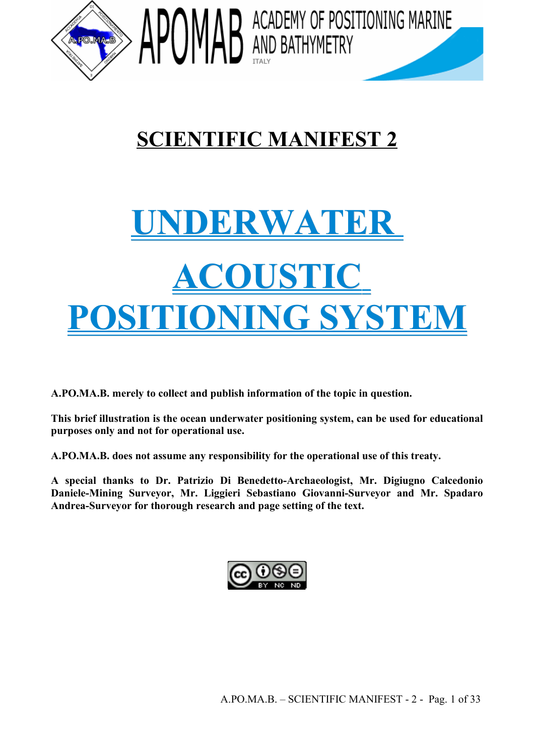APOMAB ACADEMY OF POSITIONING MARINE AND BATHYMETRY ITALY

# SCIENTIFIC MANIFEST 2

# UNDERWATER ACOUSTIC POSITIONING SYSTEM

**A.PO.MA.B. merely to collect and publish information of the topic in question.**

**This brief illustration is the ocean underwater positioning system, can be used for educational purposes only and not for operational use.**

**A.PO.MA.B. does not assume any responsibility for the operational use of this treaty.**

**A special thanks to Dr. Patrizio Di Benedetto-Archaeologist, Mr. Digiugno Calcedonio Daniele-Mining Surveyor, Mr. Liggieri Sebastiano Giovanni-Surveyor and Mr. Spadaro Andrea-Surveyor for thorough research and page setting of the text.**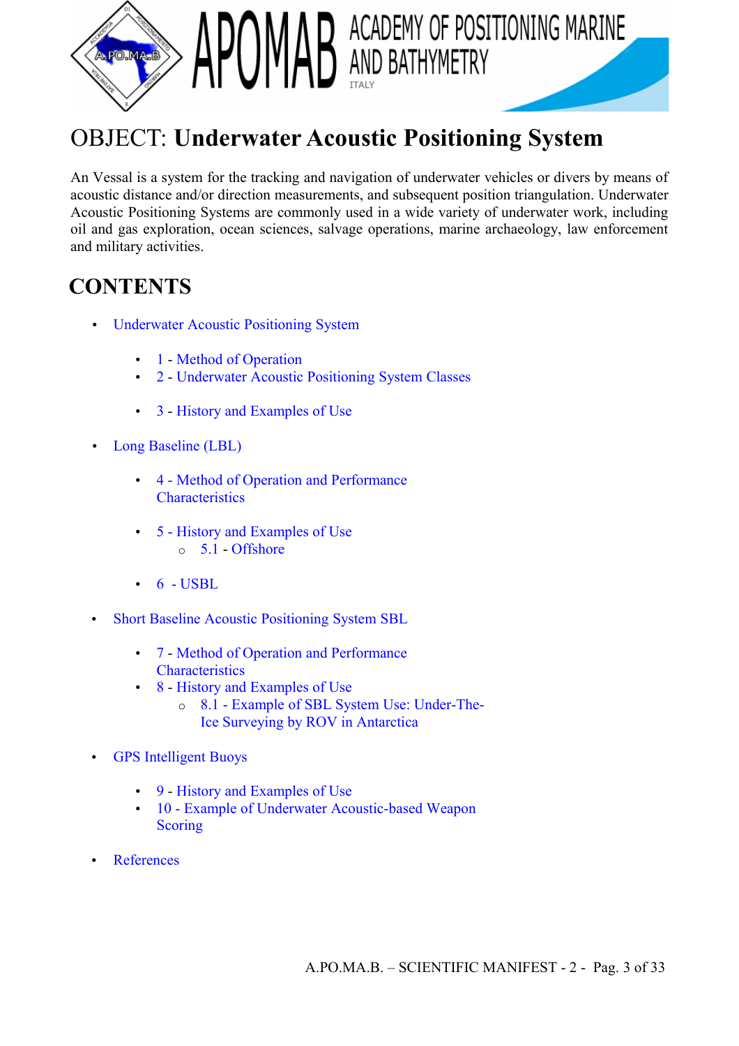# OBJECT: **Underwater Acoustic Positioning System**

An Vessal is a system for the tracking and navigation of underwater vehicles or divers by means of acoustic distance and/or direction measurements, and subsequent position triangulation. Underwater Acoustic Positioning Systems are commonly used in a wide variety of underwater work, including oil and gas exploration, ocean sciences, salvage operations, marine archaeology, law enforcement and military activities.

## CONTENTS

- Underwater Acoustic Positioning System
  - 1 - Method of Operation
  - 2 - Underwater Acoustic Positioning System Classes
  - 3 - History and Examples of Use
- Long Baseline (LBL)
  - 4 - Method of Operation and Performance Characteristics
  - 5 - History and Examples of Use
    - 5.1 - Offshore
  - 6 - USBL
- Short Baseline Acoustic Positioning System SBL
  - 7 - Method of Operation and Performance Characteristics
  - 8 - History and Examples of Use
    - 8.1 - Example of SBL System Use: Under-The-Ice Surveying by ROV in Antarctica
- GPS Intelligent Buoys
  - 9 - History and Examples of Use
  - 10 - Example of Underwater Acoustic-based Weapon Scoring
- References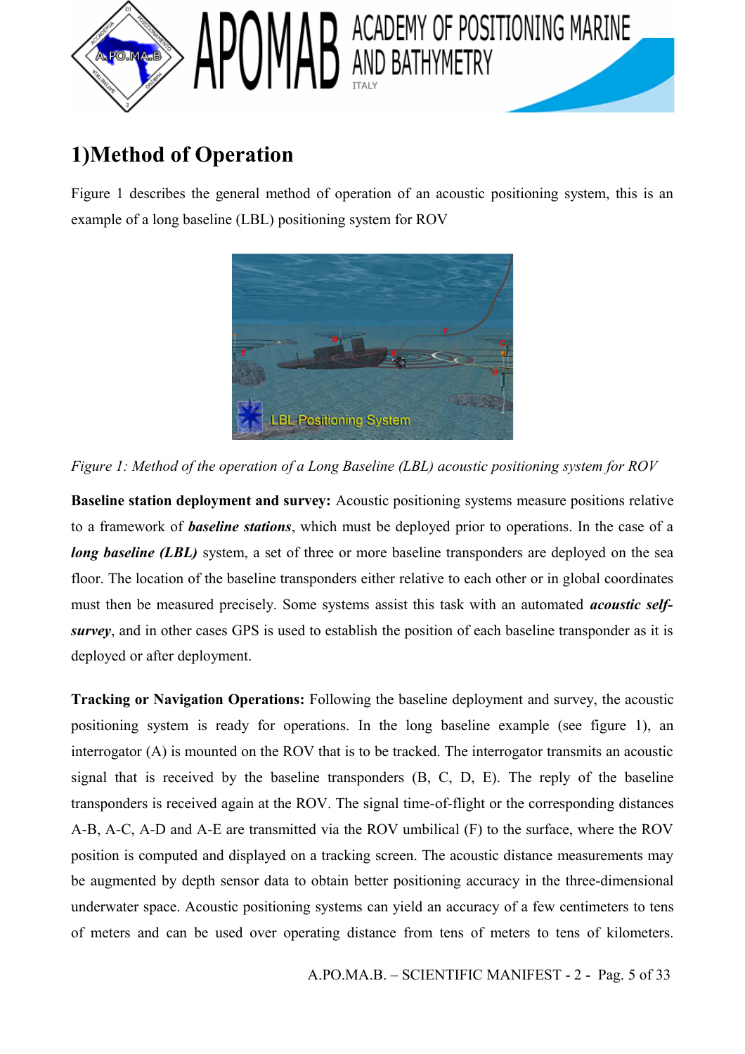# 1)Method of Operation

Figure 1 describes the general method of operation of an acoustic positioning system, this is an example of a long baseline (LBL) positioning system for ROV

*Figure 1: Method of the operation of a Long Baseline (LBL) acoustic positioning system for ROV*

**Baseline station deployment and survey:** Acoustic positioning systems measure positions relative to a framework of ***baseline stations***, which must be deployed prior to operations. In the case of a ***long baseline (LBL)*** system, a set of three or more baseline transponders are deployed on the sea floor. The location of the baseline transponders either relative to each other or in global coordinates must then be measured precisely. Some systems assist this task with an automated ***acoustic self-survey***, and in other cases GPS is used to establish the position of each baseline transponder as it is deployed or after deployment.

**Tracking or Navigation Operations:** Following the baseline deployment and survey, the acoustic positioning system is ready for operations. In the long baseline example (see figure 1), an interrogator (A) is mounted on the ROV that is to be tracked. The interrogator transmits an acoustic signal that is received by the baseline transponders (B, C, D, E). The reply of the baseline transponders is received again at the ROV. The signal time-of-flight or the corresponding distances A-B, A-C, A-D and A-E are transmitted via the ROV umbilical (F) to the surface, where the ROV position is computed and displayed on a tracking screen. The acoustic distance measurements may be augmented by depth sensor data to obtain better positioning accuracy in the three-dimensional underwater space. Acoustic positioning systems can yield an accuracy of a few centimeters to tens of meters and can be used over operating distance from tens of meters to tens of kilometers.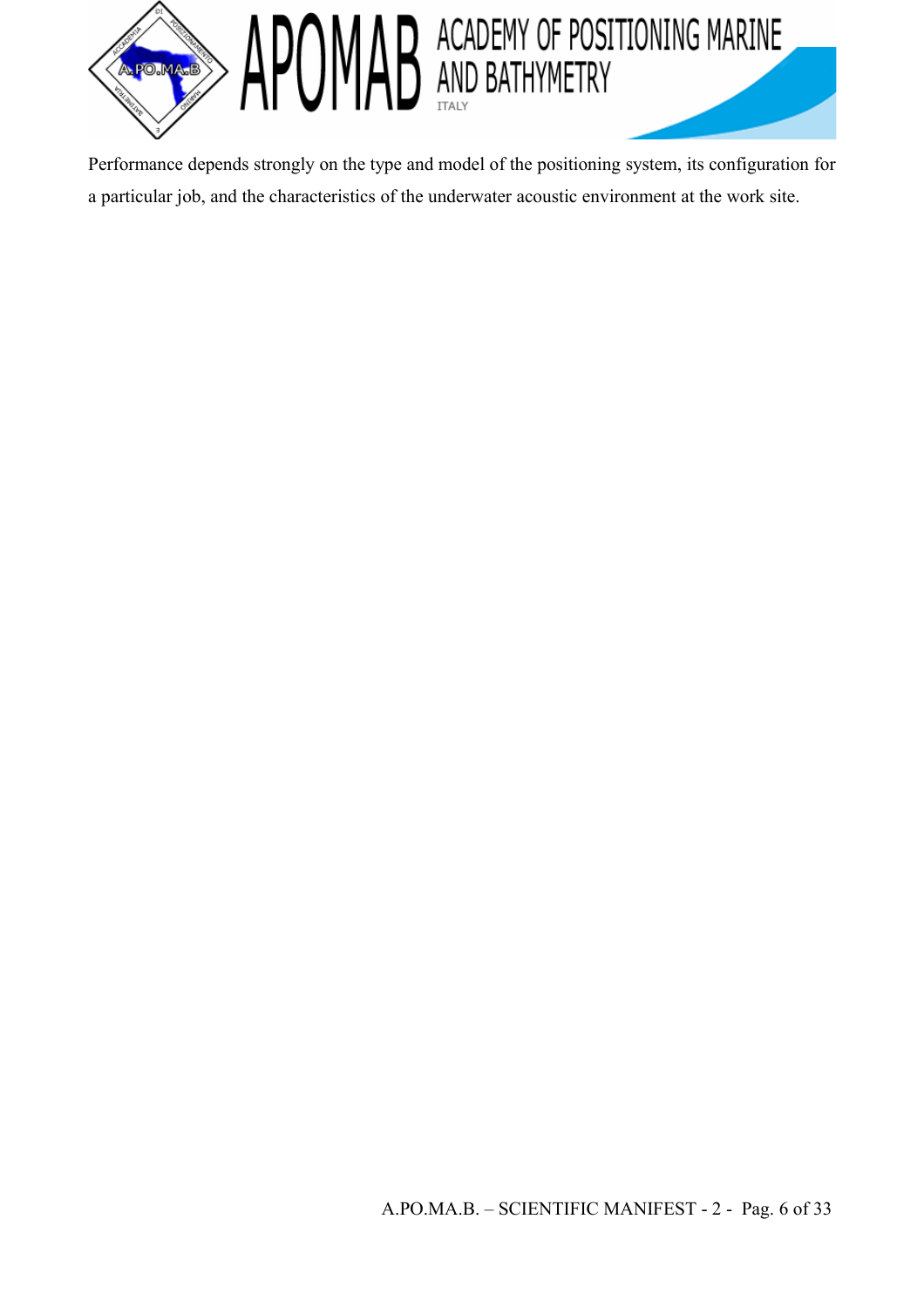Performance depends strongly on the type and model of the positioning system, its configuration for a particular job, and the characteristics of the underwater acoustic environment at the work site.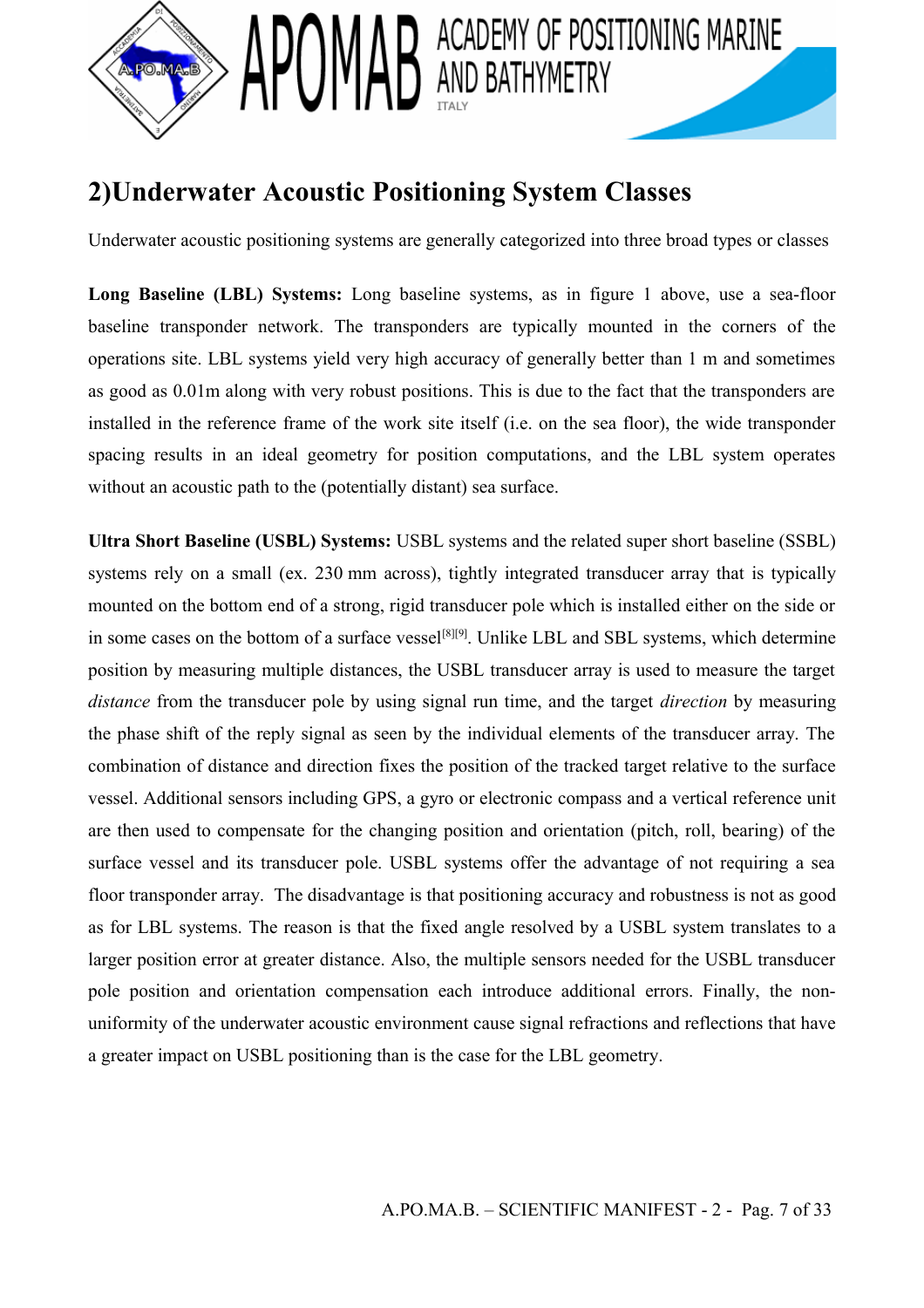## 2)Underwater Acoustic Positioning System Classes

Underwater acoustic positioning systems are generally categorized into three broad types or classes

**Long Baseline (LBL) Systems:** Long baseline systems, as in figure 1 above, use a sea-floor baseline transponder network. The transponders are typically mounted in the corners of the operations site. LBL systems yield very high accuracy of generally better than 1 m and sometimes as good as 0.01m along with very robust positions. This is due to the fact that the transponders are installed in the reference frame of the work site itself (i.e. on the sea floor), the wide transponder spacing results in an ideal geometry for position computations, and the LBL system operates without an acoustic path to the (potentially distant) sea surface.

**Ultra Short Baseline (USBL) Systems:** USBL systems and the related super short baseline (SSBL) systems rely on a small (ex. 230 mm across), tightly integrated transducer array that is typically mounted on the bottom end of a strong, rigid transducer pole which is installed either on the side or in some cases on the bottom of a surface vessel[8][9]. Unlike LBL and SBL systems, which determine position by measuring multiple distances, the USBL transducer array is used to measure the target *distance* from the transducer pole by using signal run time, and the target *direction* by measuring the phase shift of the reply signal as seen by the individual elements of the transducer array. The combination of distance and direction fixes the position of the tracked target relative to the surface vessel. Additional sensors including GPS, a gyro or electronic compass and a vertical reference unit are then used to compensate for the changing position and orientation (pitch, roll, bearing) of the surface vessel and its transducer pole. USBL systems offer the advantage of not requiring a sea floor transponder array. The disadvantage is that positioning accuracy and robustness is not as good as for LBL systems. The reason is that the fixed angle resolved by a USBL system translates to a larger position error at greater distance. Also, the multiple sensors needed for the USBL transducer pole position and orientation compensation each introduce additional errors. Finally, the non-uniformity of the underwater acoustic environment cause signal refractions and reflections that have a greater impact on USBL positioning than is the case for the LBL geometry.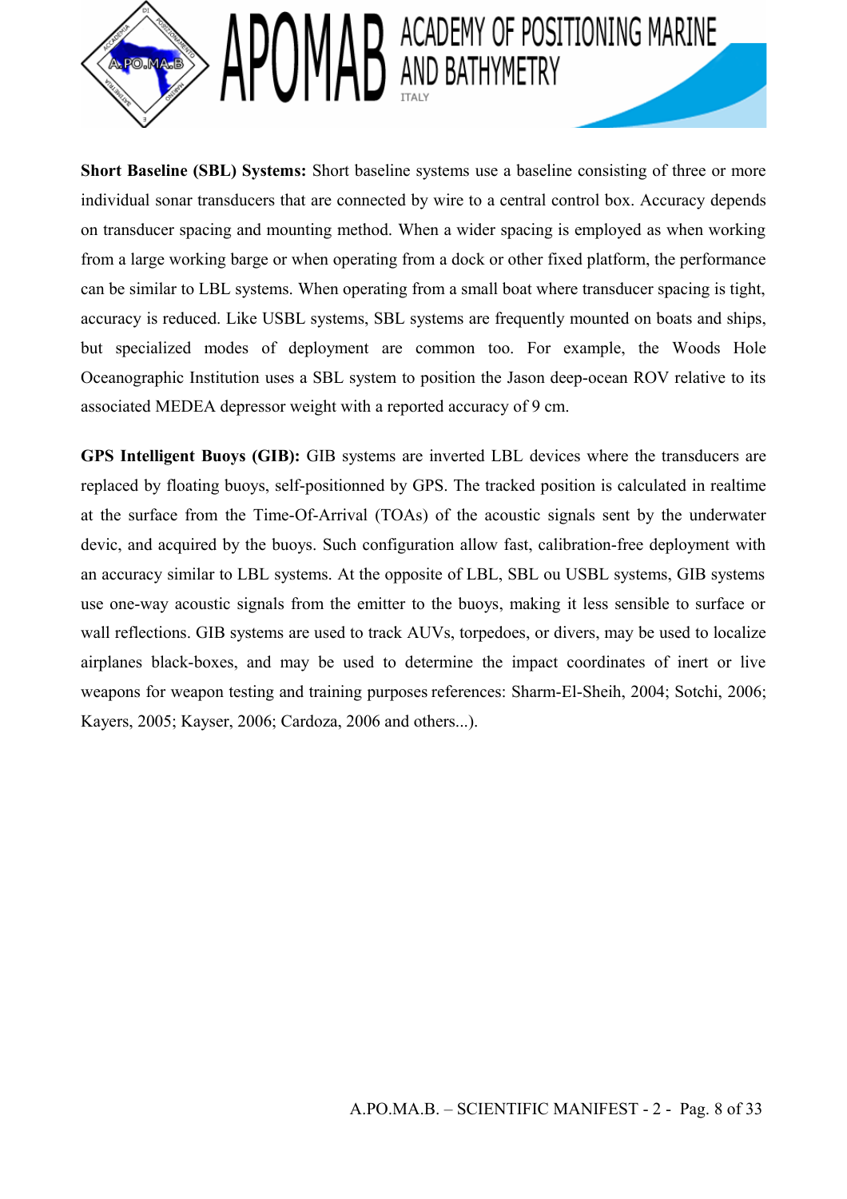**Short Baseline (SBL) Systems:** Short baseline systems use a baseline consisting of three or more individual sonar transducers that are connected by wire to a central control box. Accuracy depends on transducer spacing and mounting method. When a wider spacing is employed as when working from a large working barge or when operating from a dock or other fixed platform, the performance can be similar to LBL systems. When operating from a small boat where transducer spacing is tight, accuracy is reduced. Like USBL systems, SBL systems are frequently mounted on boats and ships, but specialized modes of deployment are common too. For example, the Woods Hole Oceanographic Institution uses a SBL system to position the Jason deep-ocean ROV relative to its associated MEDEA depressor weight with a reported accuracy of 9 cm.

**GPS Intelligent Buoys (GIB):** GIB systems are inverted LBL devices where the transducers are replaced by floating buoys, self-positionned by GPS. The tracked position is calculated in realtime at the surface from the Time-Of-Arrival (TOAs) of the acoustic signals sent by the underwater devic, and acquired by the buoys. Such configuration allow fast, calibration-free deployment with an accuracy similar to LBL systems. At the opposite of LBL, SBL ou USBL systems, GIB systems use one-way acoustic signals from the emitter to the buoys, making it less sensible to surface or wall reflections. GIB systems are used to track AUVs, torpedoes, or divers, may be used to localize airplanes black-boxes, and may be used to determine the impact coordinates of inert or live weapons for weapon testing and training purposes references: Sharm-El-Sheih, 2004; Sotchi, 2006; Kayers, 2005; Kayser, 2006; Cardoza, 2006 and others...).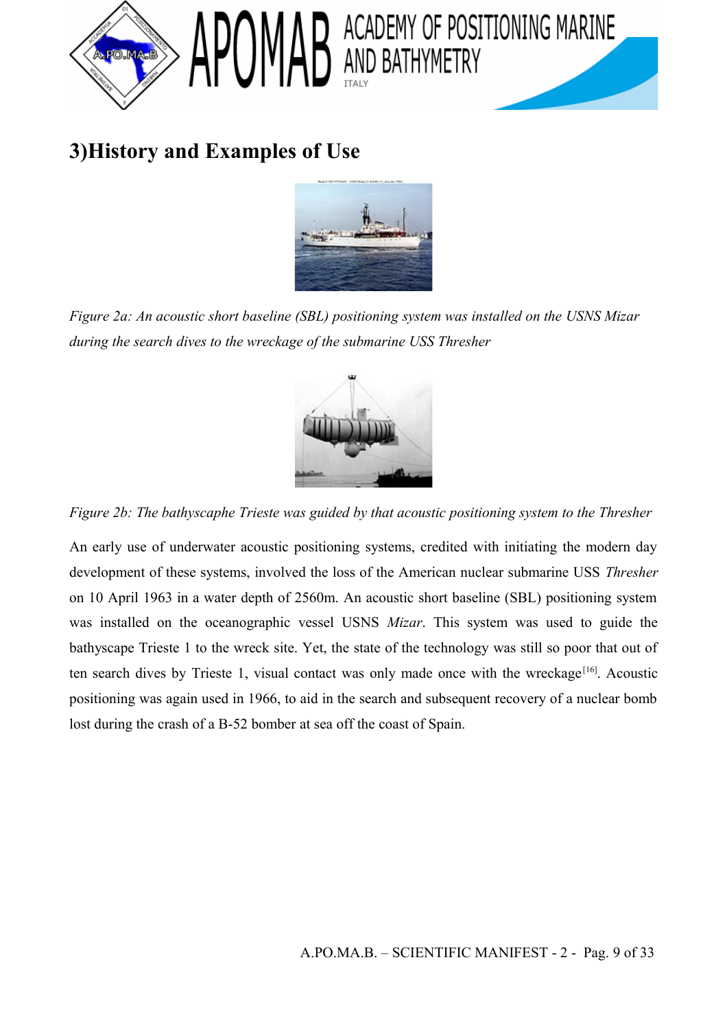# 3)History and Examples of Use

*Figure 2a: An acoustic short baseline (SBL) positioning system was installed on the USNS Mizar during the search dives to the wreckage of the submarine USS Thresher*

*Figure 2b: The bathyscaphe Trieste was guided by that acoustic positioning system to the Thresher*

An early use of underwater acoustic positioning systems, credited with initiating the modern day development of these systems, involved the loss of the American nuclear submarine USS *Thresher* on 10 April 1963 in a water depth of 2560m. An acoustic short baseline (SBL) positioning system was installed on the oceanographic vessel USNS *Mizar*. This system was used to guide the bathyscape Trieste 1 to the wreck site. Yet, the state of the technology was still so poor that out of ten search dives by Trieste 1, visual contact was only made once with the wreckage[16]. Acoustic positioning was again used in 1966, to aid in the search and subsequent recovery of a nuclear bomb lost during the crash of a B-52 bomber at sea off the coast of Spain.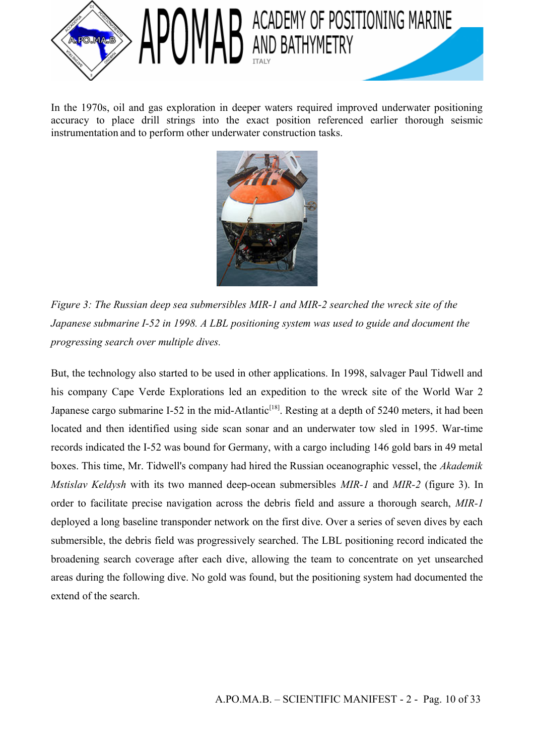In the 1970s, oil and gas exploration in deeper waters required improved underwater positioning accuracy to place drill strings into the exact position referenced earlier thorough seismic instrumentation and to perform other underwater construction tasks.

*Figure 3: The Russian deep sea submersibles MIR-1 and MIR-2 searched the wreck site of the Japanese submarine I-52 in 1998. A LBL positioning system was used to guide and document the progressing search over multiple dives.*

But, the technology also started to be used in other applications. In 1998, salvager Paul Tidwell and his company Cape Verde Explorations led an expedition to the wreck site of the World War 2 Japanese cargo submarine I-52 in the mid-Atlantic[18]. Resting at a depth of 5240 meters, it had been located and then identified using side scan sonar and an underwater tow sled in 1995. War-time records indicated the I-52 was bound for Germany, with a cargo including 146 gold bars in 49 metal boxes. This time, Mr. Tidwell's company had hired the Russian oceanographic vessel, the *Akademik Mstislav Keldysh* with its two manned deep-ocean submersibles *MIR-1* and *MIR-2* (figure 3). In order to facilitate precise navigation across the debris field and assure a thorough search, *MIR-1* deployed a long baseline transponder network on the first dive. Over a series of seven dives by each submersible, the debris field was progressively searched. The LBL positioning record indicated the broadening search coverage after each dive, allowing the team to concentrate on yet unsearched areas during the following dive. No gold was found, but the positioning system had documented the extend of the search.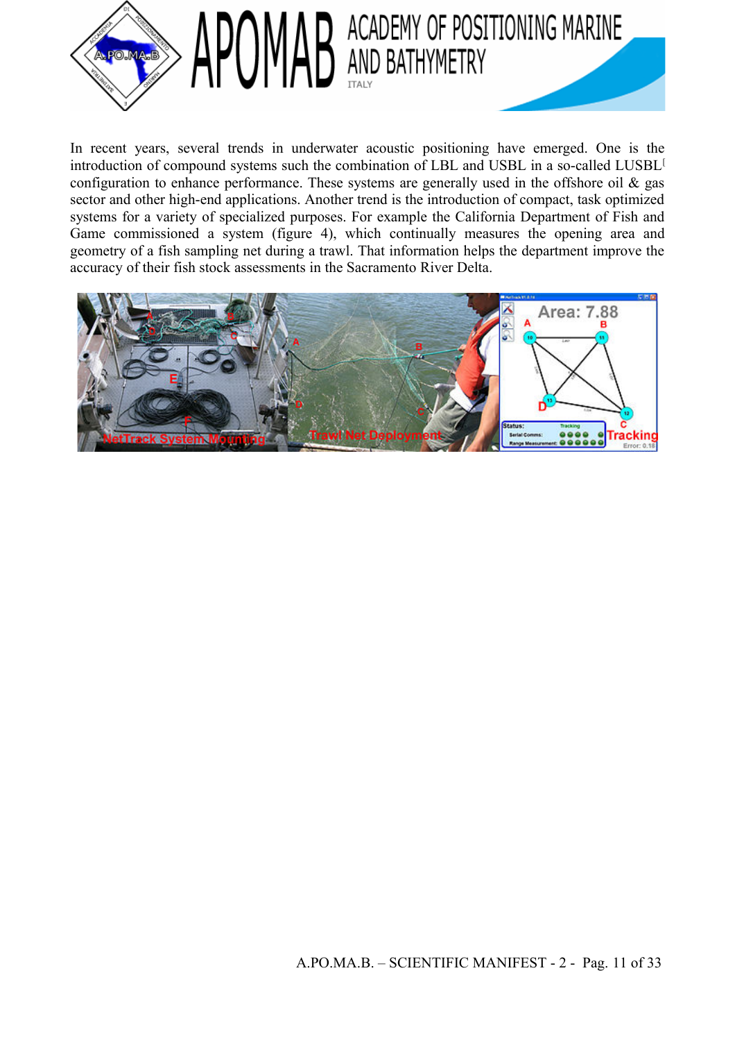In recent years, several trends in underwater acoustic positioning have emerged. One is the introduction of compound systems such the combination of LBL and USBL in a so-called LUSBL[ configuration to enhance performance. These systems are generally used in the offshore oil & gas sector and other high-end applications. Another trend is the introduction of compact, task optimized systems for a variety of specialized purposes. For example the California Department of Fish and Game commissioned a system (figure 4), which continually measures the opening area and geometry of a fish sampling net during a trawl. That information helps the department improve the accuracy of their fish stock assessments in the Sacramento River Delta.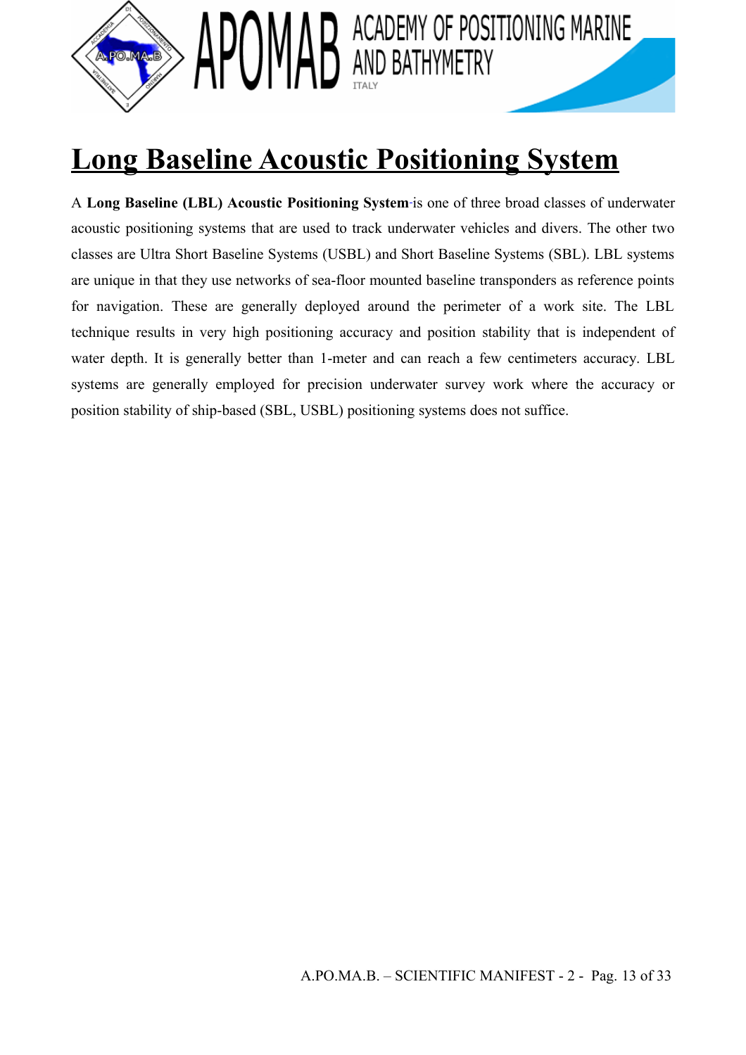# Long Baseline Acoustic Positioning System

A **Long Baseline (LBL) Acoustic Positioning System** is one of three broad classes of underwater acoustic positioning systems that are used to track underwater vehicles and divers. The other two classes are Ultra Short Baseline Systems (USBL) and Short Baseline Systems (SBL). LBL systems are unique in that they use networks of sea-floor mounted baseline transponders as reference points for navigation. These are generally deployed around the perimeter of a work site. The LBL technique results in very high positioning accuracy and position stability that is independent of water depth. It is generally better than 1-meter and can reach a few centimeters accuracy. LBL systems are generally employed for precision underwater survey work where the accuracy or position stability of ship-based (SBL, USBL) positioning systems does not suffice.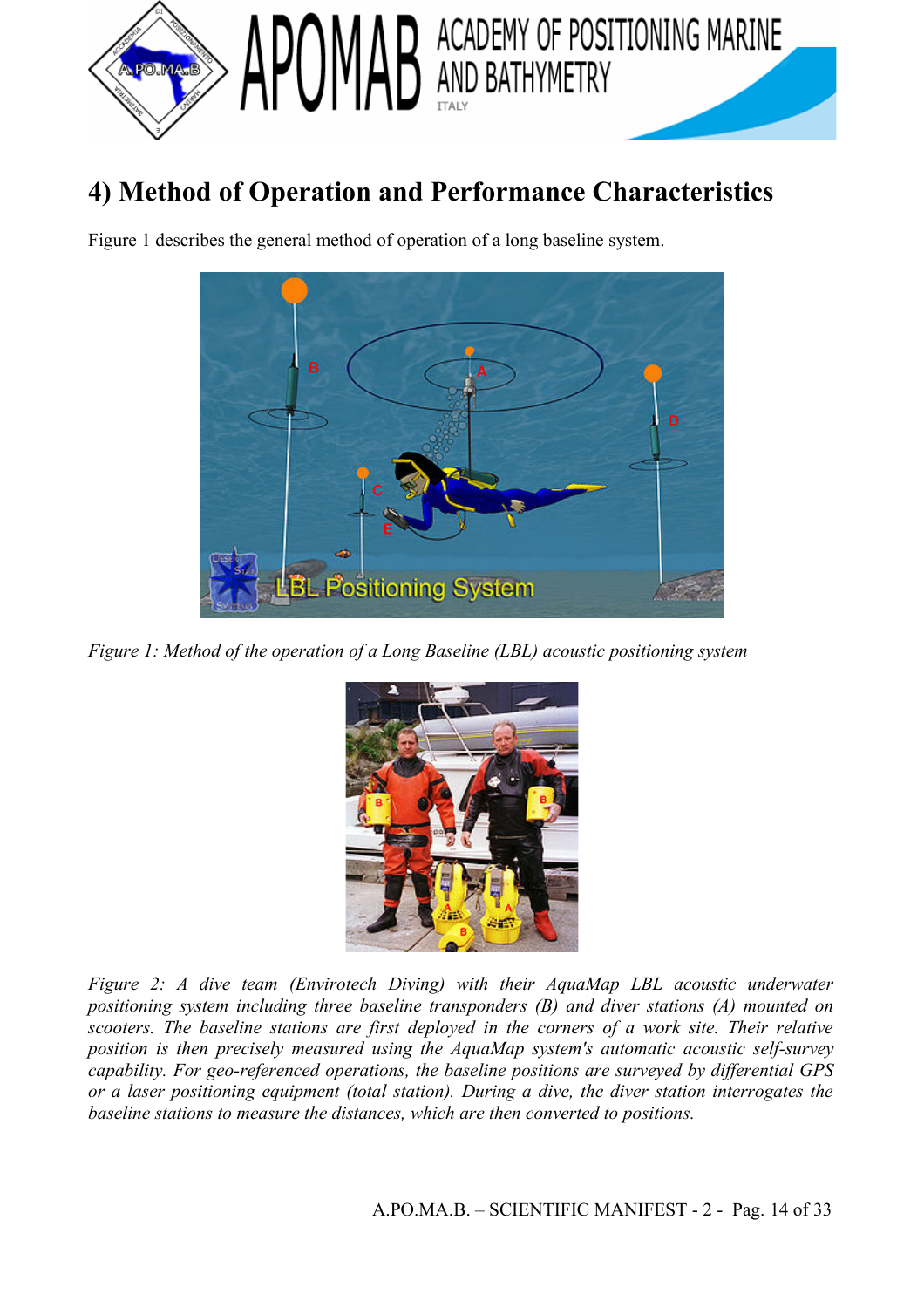# 4) Method of Operation and Performance Characteristics

Figure 1 describes the general method of operation of a long baseline system.

*Figure 1: Method of the operation of a Long Baseline (LBL) acoustic positioning system*

*Figure 2: A dive team (Envirotech Diving) with their AquaMap LBL acoustic underwater positioning system including three baseline transponders (B) and diver stations (A) mounted on scooters. The baseline stations are first deployed in the corners of a work site. Their relative position is then precisely measured using the AquaMap system's automatic acoustic self-survey capability. For geo-referenced operations, the baseline positions are surveyed by differential GPS or a laser positioning equipment (total station). During a dive, the diver station interrogates the baseline stations to measure the distances, which are then converted to positions.*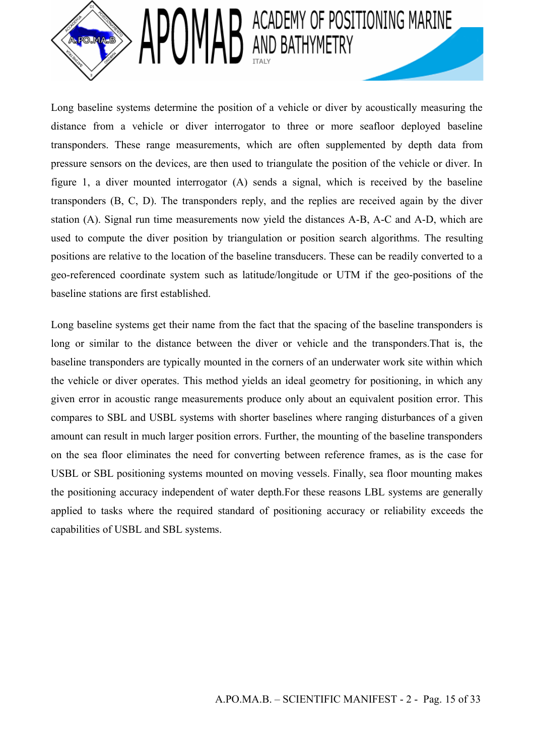Long baseline systems determine the position of a vehicle or diver by acoustically measuring the distance from a vehicle or diver interrogator to three or more seafloor deployed baseline transponders. These range measurements, which are often supplemented by depth data from pressure sensors on the devices, are then used to triangulate the position of the vehicle or diver. In figure 1, a diver mounted interrogator (A) sends a signal, which is received by the baseline transponders (B, C, D). The transponders reply, and the replies are received again by the diver station (A). Signal run time measurements now yield the distances A-B, A-C and A-D, which are used to compute the diver position by triangulation or position search algorithms. The resulting positions are relative to the location of the baseline transducers. These can be readily converted to a geo-referenced coordinate system such as latitude/longitude or UTM if the geo-positions of the baseline stations are first established.

Long baseline systems get their name from the fact that the spacing of the baseline transponders is long or similar to the distance between the diver or vehicle and the transponders.That is, the baseline transponders are typically mounted in the corners of an underwater work site within which the vehicle or diver operates. This method yields an ideal geometry for positioning, in which any given error in acoustic range measurements produce only about an equivalent position error. This compares to SBL and USBL systems with shorter baselines where ranging disturbances of a given amount can result in much larger position errors. Further, the mounting of the baseline transponders on the sea floor eliminates the need for converting between reference frames, as is the case for USBL or SBL positioning systems mounted on moving vessels. Finally, sea floor mounting makes the positioning accuracy independent of water depth.For these reasons LBL systems are generally applied to tasks where the required standard of positioning accuracy or reliability exceeds the capabilities of USBL and SBL systems.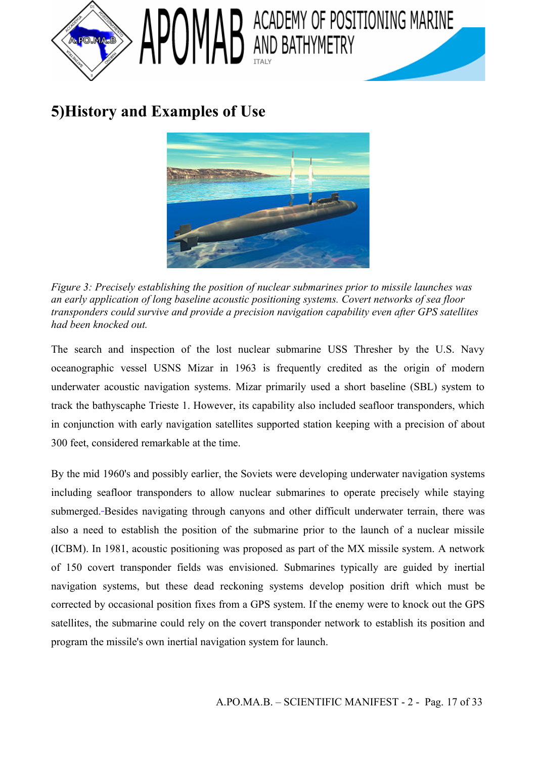# 5)History and Examples of Use

*Figure 3: Precisely establishing the position of nuclear submarines prior to missile launches was an early application of long baseline acoustic positioning systems. Covert networks of sea floor transponders could survive and provide a precision navigation capability even after GPS satellites had been knocked out.*

The search and inspection of the lost nuclear submarine USS Thresher by the U.S. Navy oceanographic vessel USNS Mizar in 1963 is frequently credited as the origin of modern underwater acoustic navigation systems. Mizar primarily used a short baseline (SBL) system to track the bathyscaphe Trieste 1. However, its capability also included seafloor transponders, which in conjunction with early navigation satellites supported station keeping with a precision of about 300 feet, considered remarkable at the time.

By the mid 1960's and possibly earlier, the Soviets were developing underwater navigation systems including seafloor transponders to allow nuclear submarines to operate precisely while staying submerged. Besides navigating through canyons and other difficult underwater terrain, there was also a need to establish the position of the submarine prior to the launch of a nuclear missile (ICBM). In 1981, acoustic positioning was proposed as part of the MX missile system. A network of 150 covert transponder fields was envisioned. Submarines typically are guided by inertial navigation systems, but these dead reckoning systems develop position drift which must be corrected by occasional position fixes from a GPS system. If the enemy were to knock out the GPS satellites, the submarine could rely on the covert transponder network to establish its position and program the missile's own inertial navigation system for launch.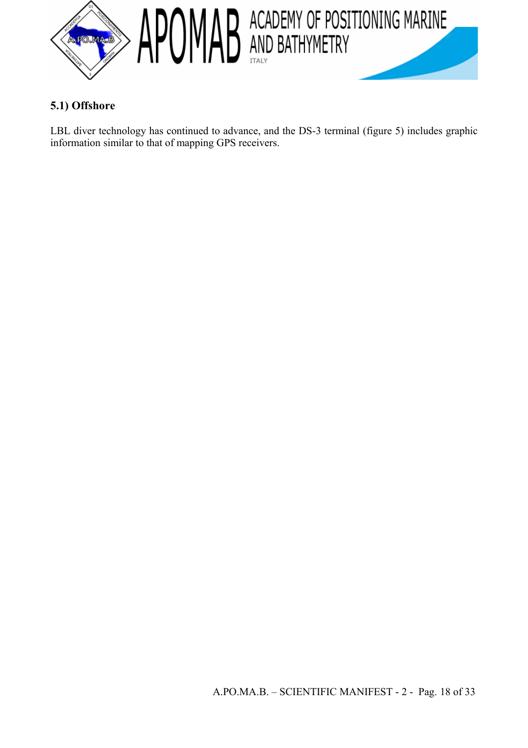### 5.1) Offshore

LBL diver technology has continued to advance, and the DS-3 terminal (figure 5) includes graphic information similar to that of mapping GPS receivers.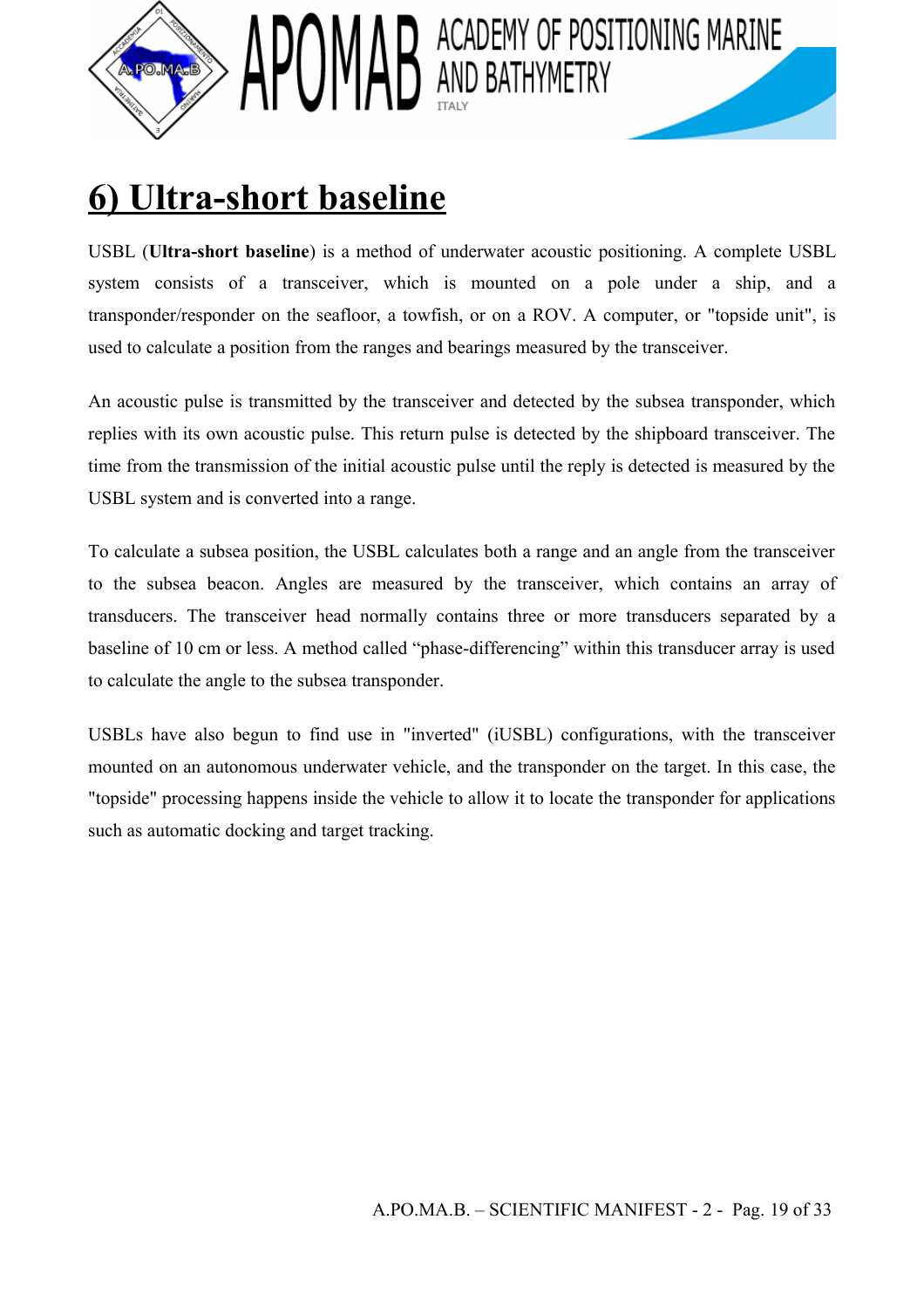# 6) Ultra-short baseline

USBL (**Ultra-short baseline**) is a method of underwater acoustic positioning. A complete USBL system consists of a transceiver, which is mounted on a pole under a ship, and a transponder/responder on the seafloor, a towfish, or on a ROV. A computer, or "topside unit", is used to calculate a position from the ranges and bearings measured by the transceiver.

An acoustic pulse is transmitted by the transceiver and detected by the subsea transponder, which replies with its own acoustic pulse. This return pulse is detected by the shipboard transceiver. The time from the transmission of the initial acoustic pulse until the reply is detected is measured by the USBL system and is converted into a range.

To calculate a subsea position, the USBL calculates both a range and an angle from the transceiver to the subsea beacon. Angles are measured by the transceiver, which contains an array of transducers. The transceiver head normally contains three or more transducers separated by a baseline of 10 cm or less. A method called "phase-differencing" within this transducer array is used to calculate the angle to the subsea transponder.

USBLs have also begun to find use in "inverted" (iUSBL) configurations, with the transceiver mounted on an autonomous underwater vehicle, and the transponder on the target. In this case, the "topside" processing happens inside the vehicle to allow it to locate the transponder for applications such as automatic docking and target tracking.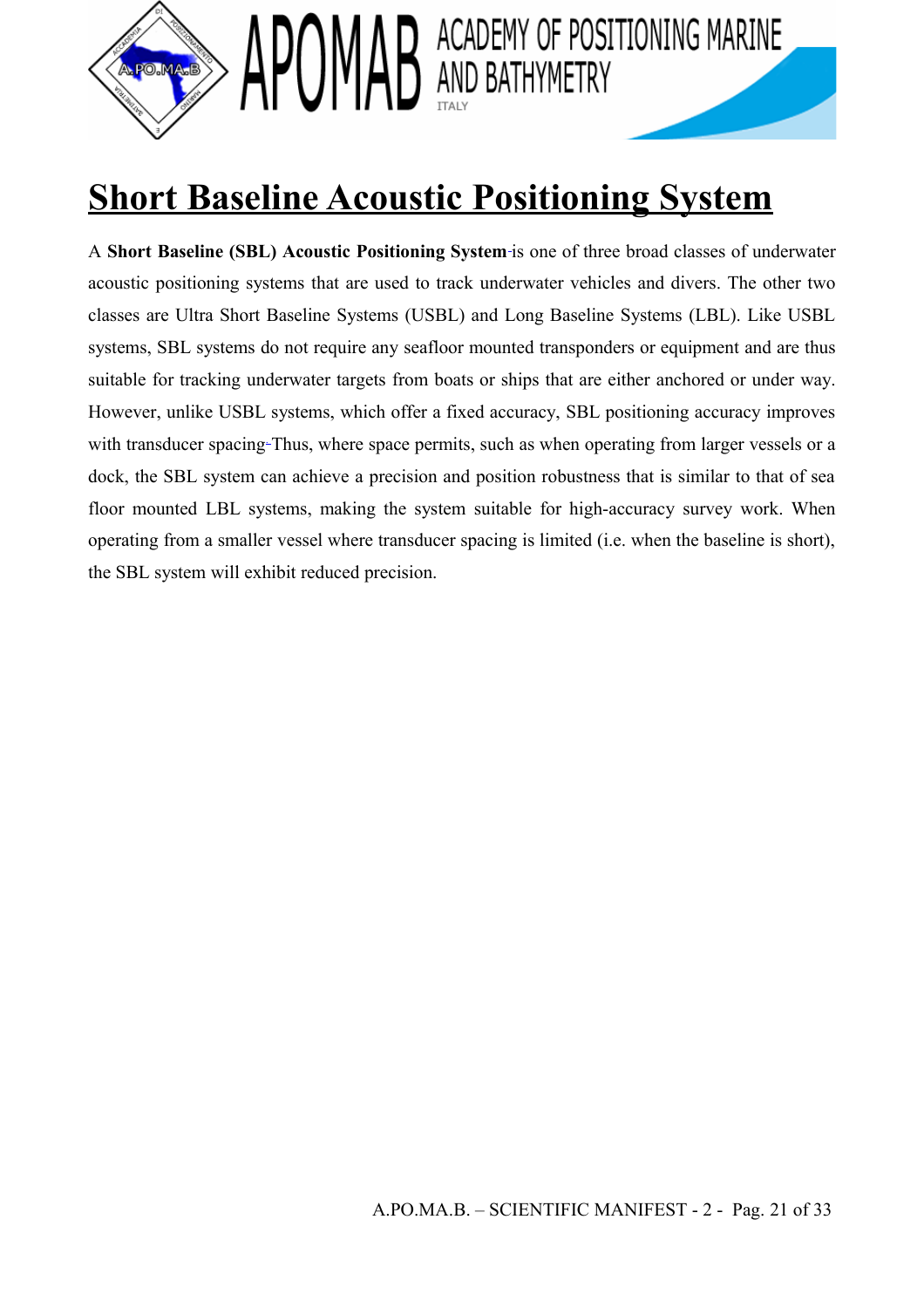# Short Baseline Acoustic Positioning System

A **Short Baseline (SBL) Acoustic Positioning System** is one of three broad classes of underwater acoustic positioning systems that are used to track underwater vehicles and divers. The other two classes are Ultra Short Baseline Systems (USBL) and Long Baseline Systems (LBL). Like USBL systems, SBL systems do not require any seafloor mounted transponders or equipment and are thus suitable for tracking underwater targets from boats or ships that are either anchored or under way. However, unlike USBL systems, which offer a fixed accuracy, SBL positioning accuracy improves with transducer spacing. Thus, where space permits, such as when operating from larger vessels or a dock, the SBL system can achieve a precision and position robustness that is similar to that of sea floor mounted LBL systems, making the system suitable for high-accuracy survey work. When operating from a smaller vessel where transducer spacing is limited (i.e. when the baseline is short), the SBL system will exhibit reduced precision.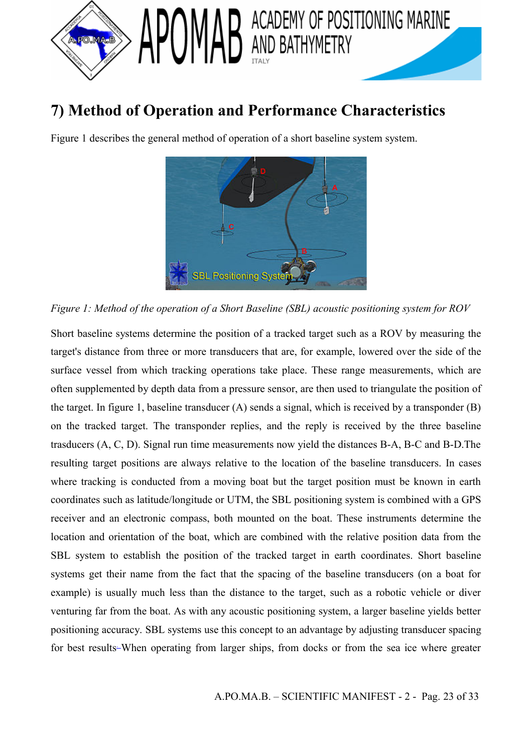## 7) Method of Operation and Performance Characteristics

Figure 1 describes the general method of operation of a short baseline system system.

*Figure 1: Method of the operation of a Short Baseline (SBL) acoustic positioning system for ROV*

Short baseline systems determine the position of a tracked target such as a ROV by measuring the target's distance from three or more transducers that are, for example, lowered over the side of the surface vessel from which tracking operations take place. These range measurements, which are often supplemented by depth data from a pressure sensor, are then used to triangulate the position of the target. In figure 1, baseline transducer (A) sends a signal, which is received by a transponder (B) on the tracked target. The transponder replies, and the reply is received by the three baseline trasducers (A, C, D). Signal run time measurements now yield the distances B-A, B-C and B-D.The resulting target positions are always relative to the location of the baseline transducers. In cases where tracking is conducted from a moving boat but the target position must be known in earth coordinates such as latitude/longitude or UTM, the SBL positioning system is combined with a GPS receiver and an electronic compass, both mounted on the boat. These instruments determine the location and orientation of the boat, which are combined with the relative position data from the SBL system to establish the position of the tracked target in earth coordinates. Short baseline systems get their name from the fact that the spacing of the baseline transducers (on a boat for example) is usually much less than the distance to the target, such as a robotic vehicle or diver venturing far from the boat. As with any acoustic positioning system, a larger baseline yields better positioning accuracy. SBL systems use this concept to an advantage by adjusting transducer spacing for best results-When operating from larger ships, from docks or from the sea ice where greater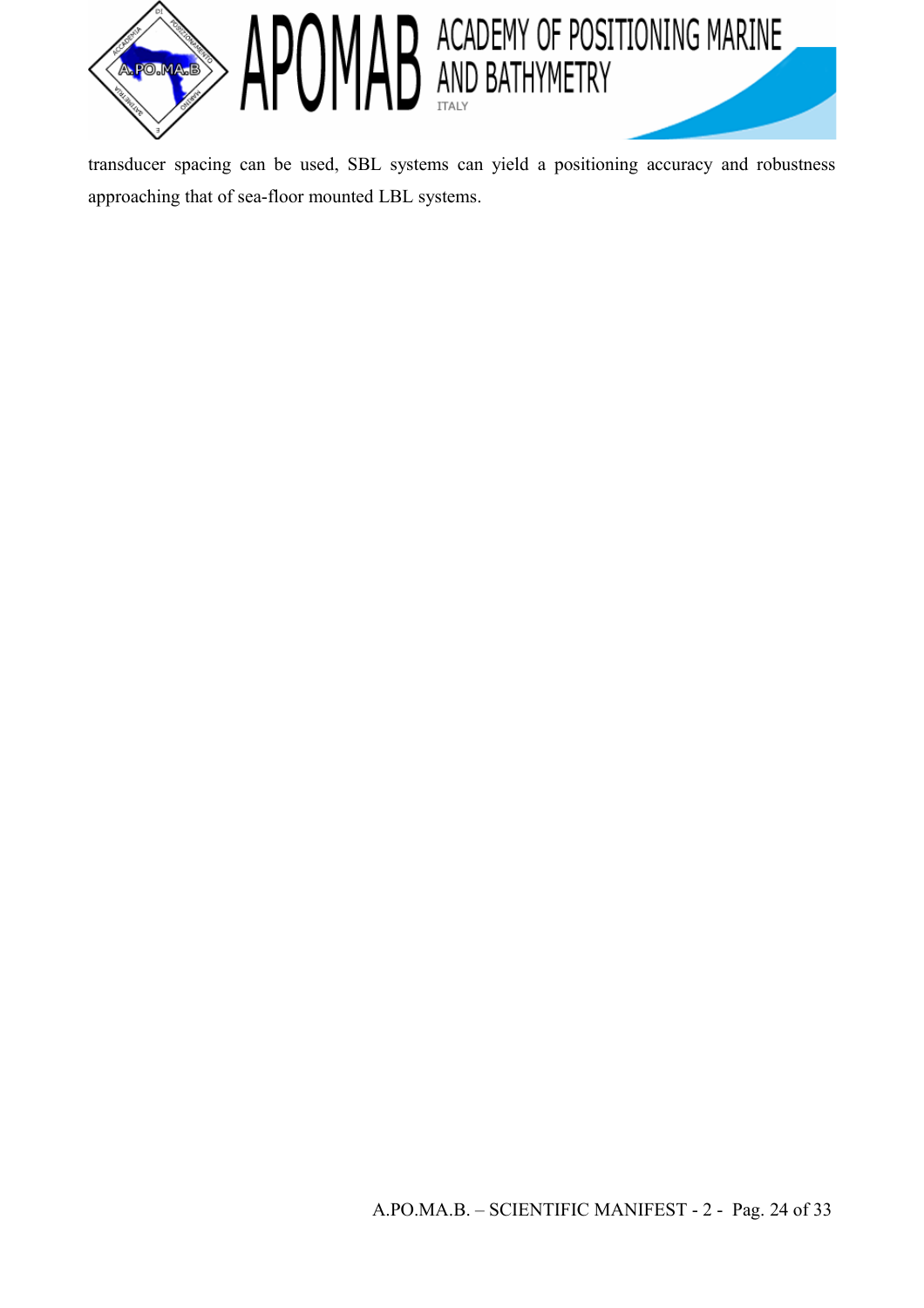transducer spacing can be used, SBL systems can yield a positioning accuracy and robustness approaching that of sea-floor mounted LBL systems.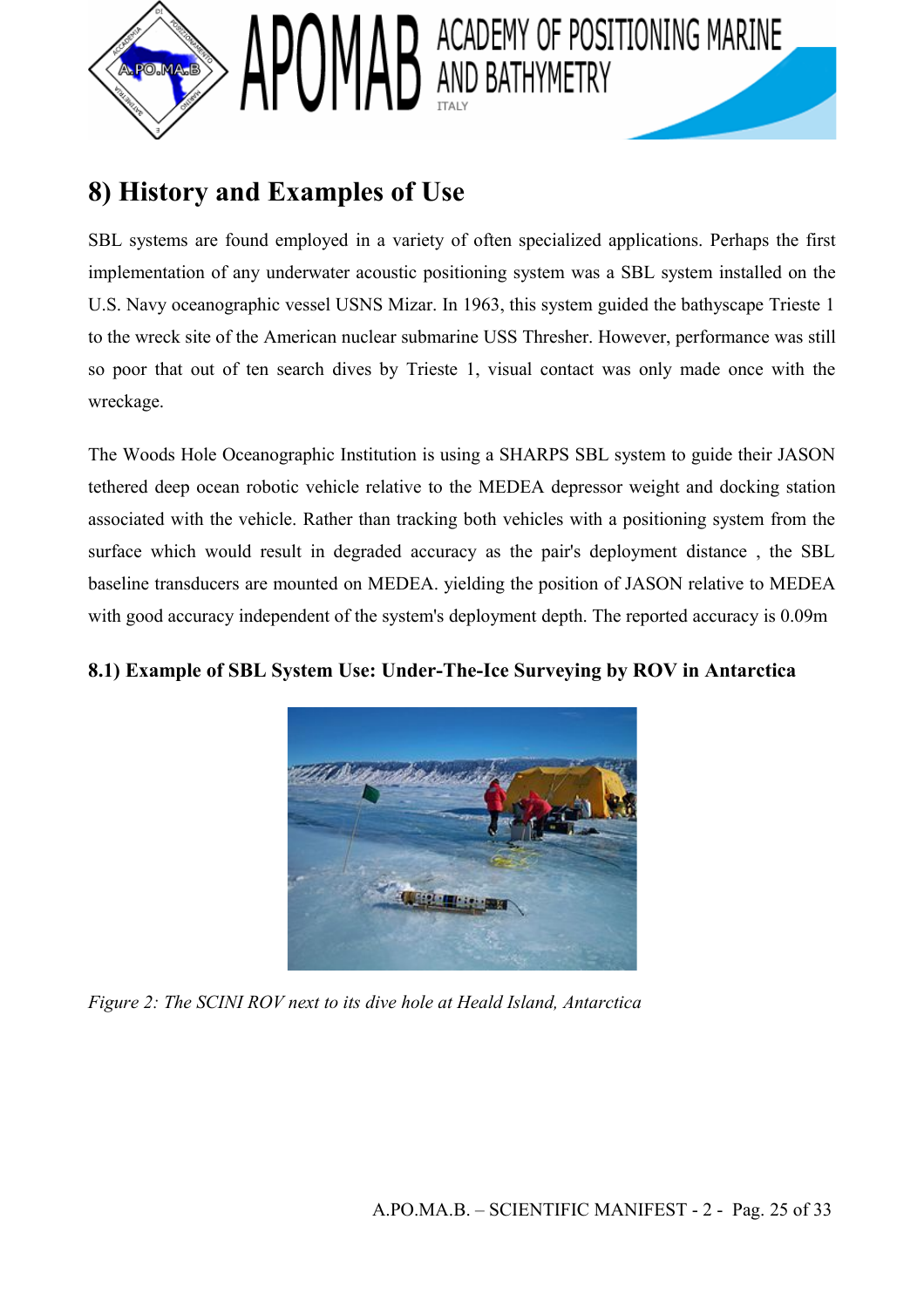## 8) History and Examples of Use

SBL systems are found employed in a variety of often specialized applications. Perhaps the first implementation of any underwater acoustic positioning system was a SBL system installed on the U.S. Navy oceanographic vessel USNS Mizar. In 1963, this system guided the bathyscape Trieste 1 to the wreck site of the American nuclear submarine USS Thresher. However, performance was still so poor that out of ten search dives by Trieste 1, visual contact was only made once with the wreckage.

The Woods Hole Oceanographic Institution is using a SHARPS SBL system to guide their JASON tethered deep ocean robotic vehicle relative to the MEDEA depressor weight and docking station associated with the vehicle. Rather than tracking both vehicles with a positioning system from the surface which would result in degraded accuracy as the pair's deployment distance , the SBL baseline transducers are mounted on MEDEA. yielding the position of JASON relative to MEDEA with good accuracy independent of the system's deployment depth. The reported accuracy is 0.09m

### 8.1) Example of SBL System Use: Under-The-Ice Surveying by ROV in Antarctica

*Figure 2: The SCINI ROV next to its dive hole at Heald Island, Antarctica*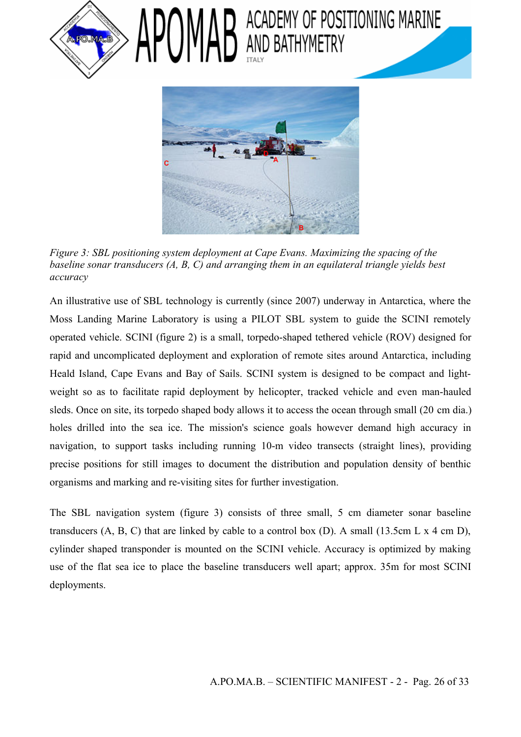*Figure 3: SBL positioning system deployment at Cape Evans. Maximizing the spacing of the baseline sonar transducers (A, B, C) and arranging them in an equilateral triangle yields best accuracy*

An illustrative use of SBL technology is currently (since 2007) underway in Antarctica, where the Moss Landing Marine Laboratory is using a PILOT SBL system to guide the SCINI remotely operated vehicle. SCINI (figure 2) is a small, torpedo-shaped tethered vehicle (ROV) designed for rapid and uncomplicated deployment and exploration of remote sites around Antarctica, including Heald Island, Cape Evans and Bay of Sails. SCINI system is designed to be compact and light-weight so as to facilitate rapid deployment by helicopter, tracked vehicle and even man-hauled sleds. Once on site, its torpedo shaped body allows it to access the ocean through small (20 cm dia.) holes drilled into the sea ice. The mission's science goals however demand high accuracy in navigation, to support tasks including running 10-m video transects (straight lines), providing precise positions for still images to document the distribution and population density of benthic organisms and marking and re-visiting sites for further investigation.

The SBL navigation system (figure 3) consists of three small, 5 cm diameter sonar baseline transducers (A, B, C) that are linked by cable to a control box (D). A small (13.5cm L x 4 cm D), cylinder shaped transponder is mounted on the SCINI vehicle. Accuracy is optimized by making use of the flat sea ice to place the baseline transducers well apart; approx. 35m for most SCINI deployments.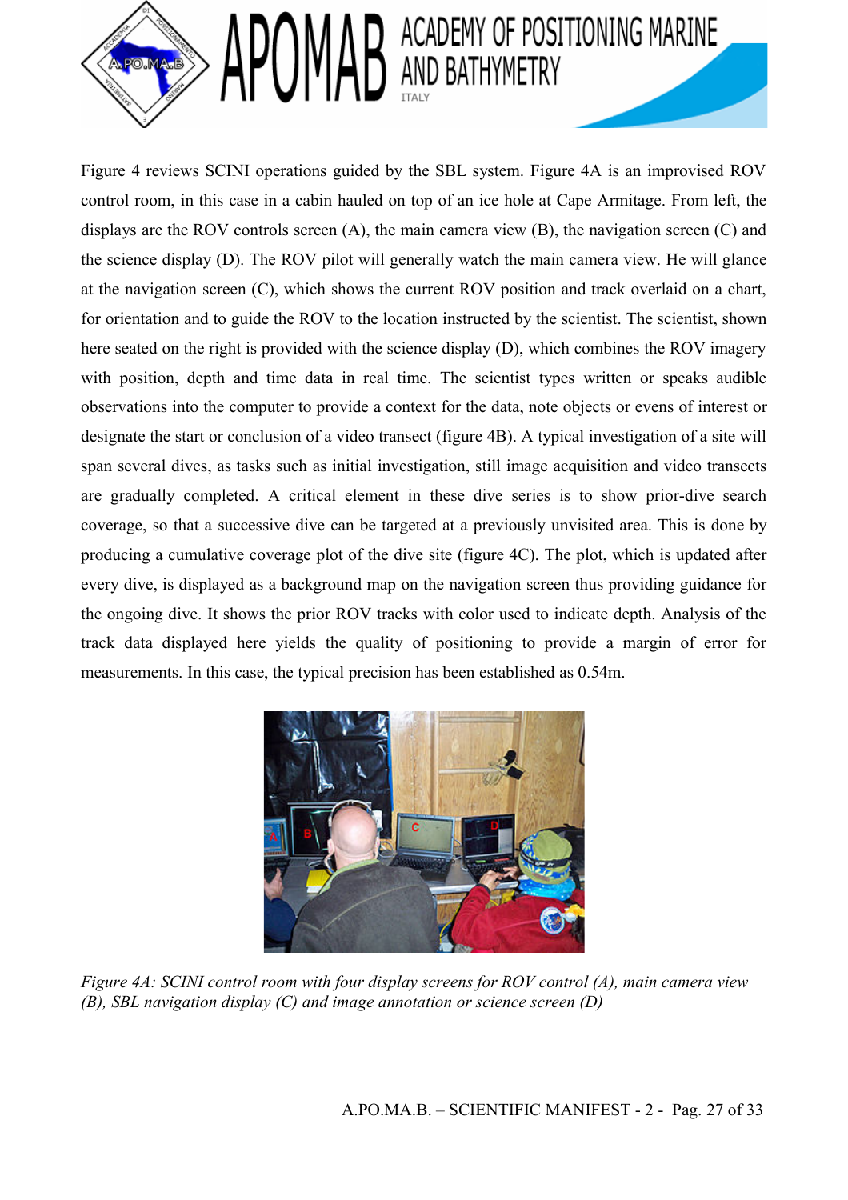Figure 4 reviews SCINI operations guided by the SBL system. Figure 4A is an improvised ROV control room, in this case in a cabin hauled on top of an ice hole at Cape Armitage. From left, the displays are the ROV controls screen (A), the main camera view (B), the navigation screen (C) and the science display (D). The ROV pilot will generally watch the main camera view. He will glance at the navigation screen (C), which shows the current ROV position and track overlaid on a chart, for orientation and to guide the ROV to the location instructed by the scientist. The scientist, shown here seated on the right is provided with the science display (D), which combines the ROV imagery with position, depth and time data in real time. The scientist types written or speaks audible observations into the computer to provide a context for the data, note objects or evens of interest or designate the start or conclusion of a video transect (figure 4B). A typical investigation of a site will span several dives, as tasks such as initial investigation, still image acquisition and video transects are gradually completed. A critical element in these dive series is to show prior-dive search coverage, so that a successive dive can be targeted at a previously unvisited area. This is done by producing a cumulative coverage plot of the dive site (figure 4C). The plot, which is updated after every dive, is displayed as a background map on the navigation screen thus providing guidance for the ongoing dive. It shows the prior ROV tracks with color used to indicate depth. Analysis of the track data displayed here yields the quality of positioning to provide a margin of error for measurements. In this case, the typical precision has been established as 0.54m.

*Figure 4A: SCINI control room with four display screens for ROV control (A), main camera view (B), SBL navigation display (C) and image annotation or science screen (D)*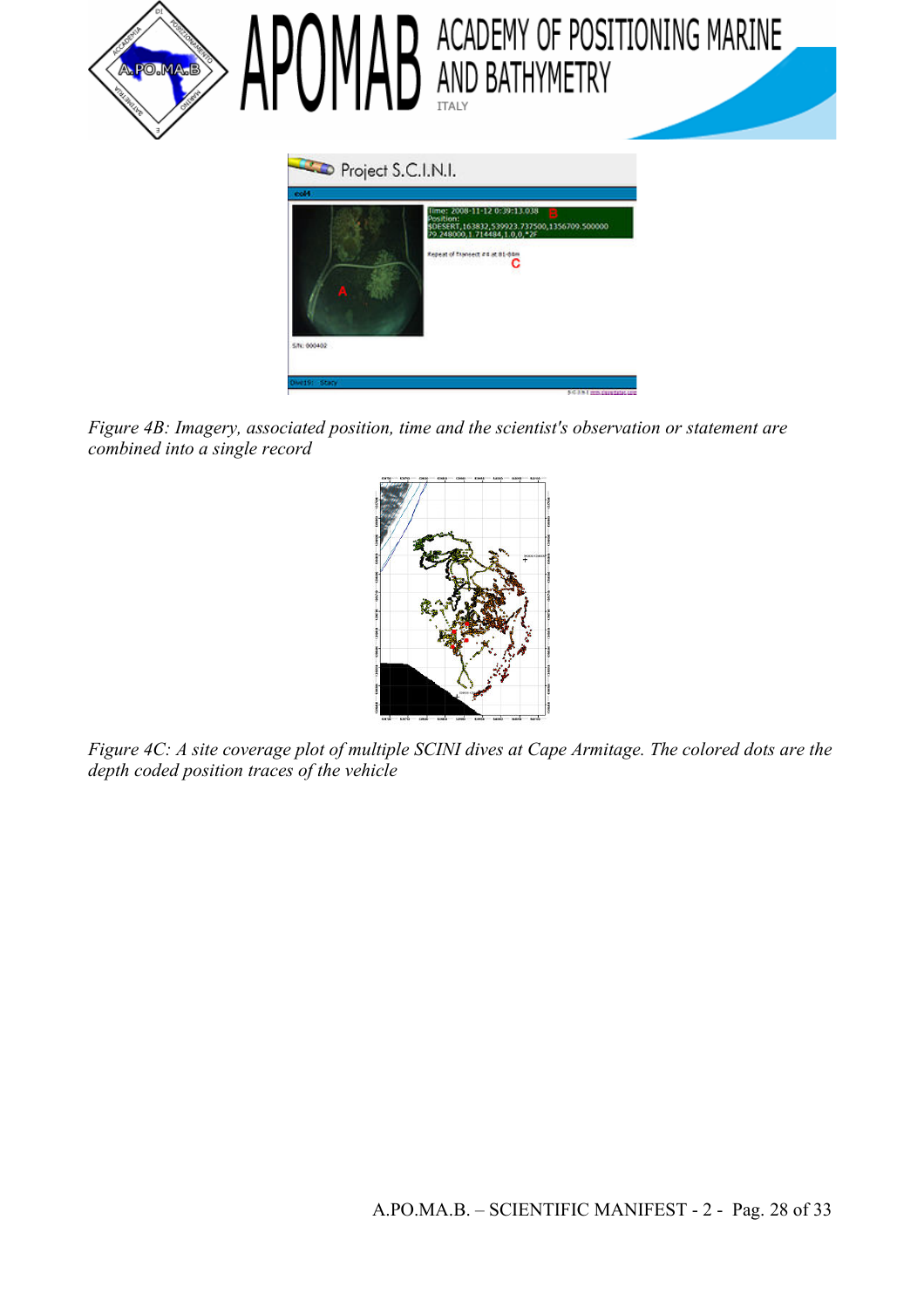*Figure 4B: Imagery, associated position, time and the scientist's observation or statement are combined into a single record*

*Figure 4C: A site coverage plot of multiple SCINI dives at Cape Armitage. The colored dots are the depth coded position traces of the vehicle*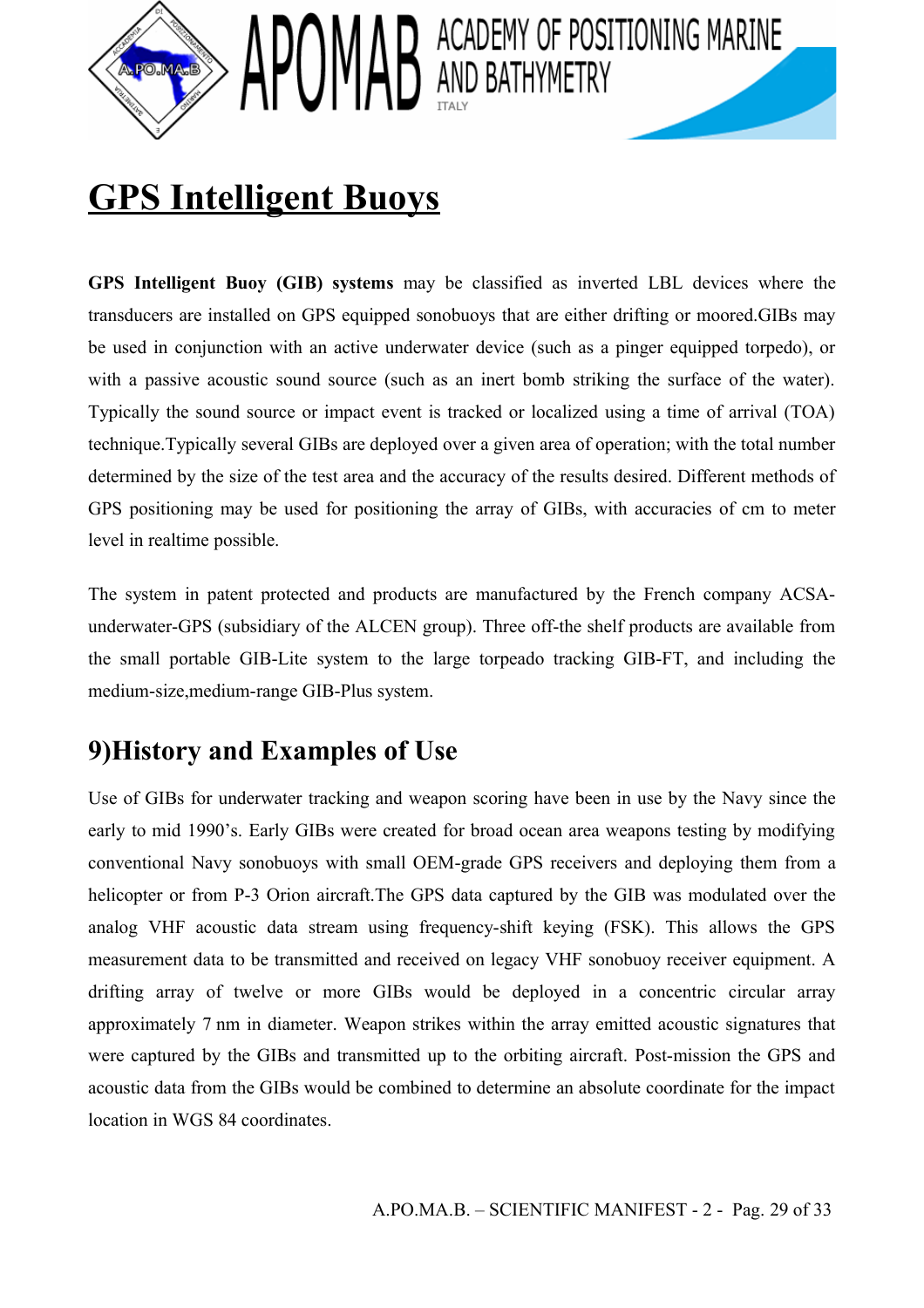# GPS Intelligent Buoys

**GPS Intelligent Buoy (GIB) systems** may be classified as inverted LBL devices where the transducers are installed on GPS equipped sonobuoys that are either drifting or moored.GIBs may be used in conjunction with an active underwater device (such as a pinger equipped torpedo), or with a passive acoustic sound source (such as an inert bomb striking the surface of the water). Typically the sound source or impact event is tracked or localized using a time of arrival (TOA) technique.Typically several GIBs are deployed over a given area of operation; with the total number determined by the size of the test area and the accuracy of the results desired. Different methods of GPS positioning may be used for positioning the array of GIBs, with accuracies of cm to meter level in realtime possible.

The system in patent protected and products are manufactured by the French company ACSA-underwater-GPS (subsidiary of the ALCEN group). Three off-the shelf products are available from the small portable GIB-Lite system to the large torpeado tracking GIB-FT, and including the medium-size,medium-range GIB-Plus system.

## 9)History and Examples of Use

Use of GIBs for underwater tracking and weapon scoring have been in use by the Navy since the early to mid 1990's. Early GIBs were created for broad ocean area weapons testing by modifying conventional Navy sonobuoys with small OEM-grade GPS receivers and deploying them from a helicopter or from P-3 Orion aircraft.The GPS data captured by the GIB was modulated over the analog VHF acoustic data stream using frequency-shift keying (FSK). This allows the GPS measurement data to be transmitted and received on legacy VHF sonobuoy receiver equipment. A drifting array of twelve or more GIBs would be deployed in a concentric circular array approximately 7 nm in diameter. Weapon strikes within the array emitted acoustic signatures that were captured by the GIBs and transmitted up to the orbiting aircraft. Post-mission the GPS and acoustic data from the GIBs would be combined to determine an absolute coordinate for the impact location in WGS 84 coordinates.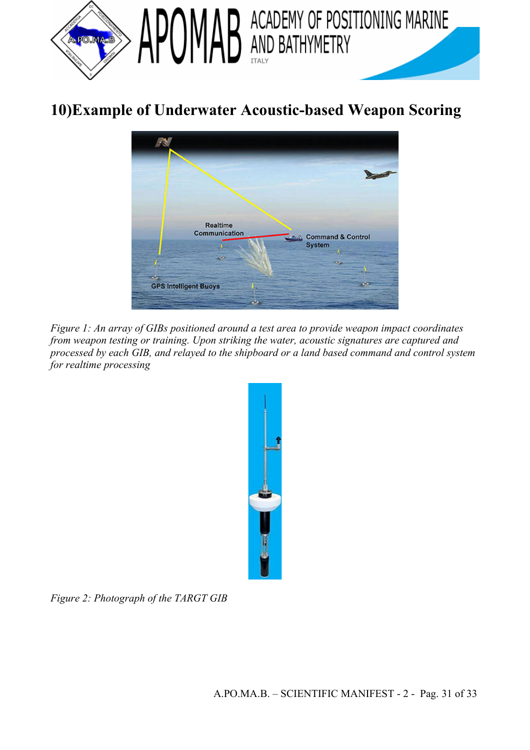## 10)Example of Underwater Acoustic-based Weapon Scoring

*Figure 1: An array of GIBs positioned around a test area to provide weapon impact coordinates from weapon testing or training. Upon striking the water, acoustic signatures are captured and processed by each GIB, and relayed to the shipboard or a land based command and control system for realtime processing*

*Figure 2: Photograph of the TARGT GIB*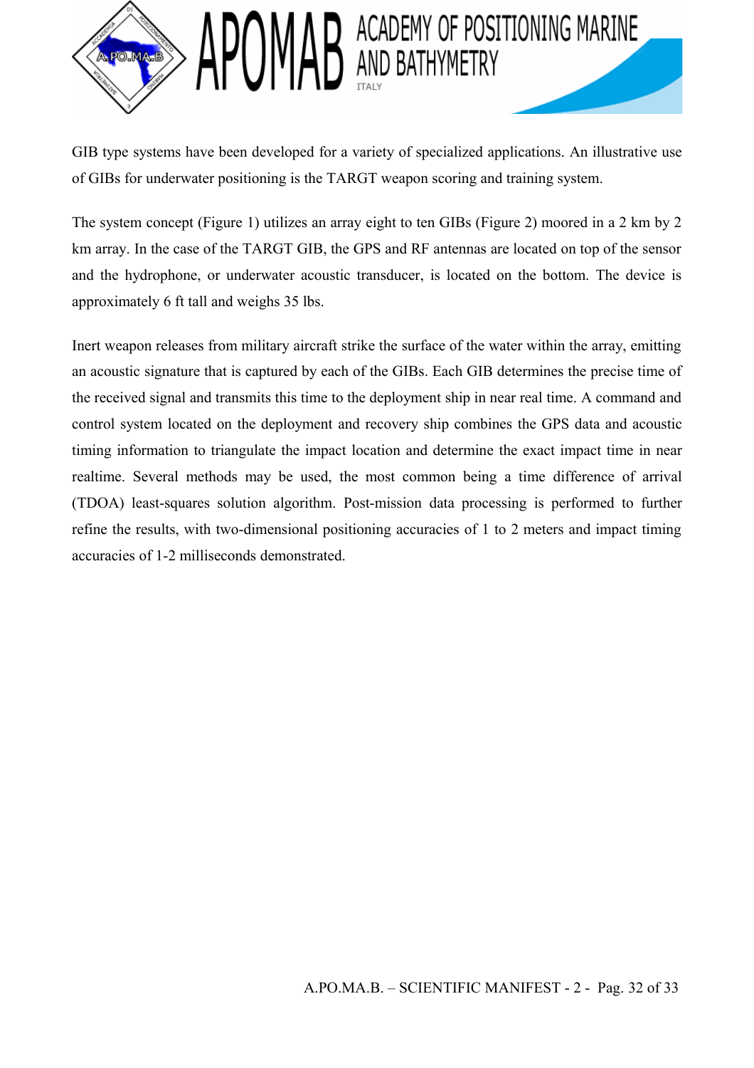GIB type systems have been developed for a variety of specialized applications. An illustrative use of GIBs for underwater positioning is the TARGT weapon scoring and training system.

The system concept (Figure 1) utilizes an array eight to ten GIBs (Figure 2) moored in a 2 km by 2 km array. In the case of the TARGT GIB, the GPS and RF antennas are located on top of the sensor and the hydrophone, or underwater acoustic transducer, is located on the bottom. The device is approximately 6 ft tall and weighs 35 lbs.

Inert weapon releases from military aircraft strike the surface of the water within the array, emitting an acoustic signature that is captured by each of the GIBs. Each GIB determines the precise time of the received signal and transmits this time to the deployment ship in near real time. A command and control system located on the deployment and recovery ship combines the GPS data and acoustic timing information to triangulate the impact location and determine the exact impact time in near realtime. Several methods may be used, the most common being a time difference of arrival (TDOA) least-squares solution algorithm. Post-mission data processing is performed to further refine the results, with two-dimensional positioning accuracies of 1 to 2 meters and impact timing accuracies of 1-2 milliseconds demonstrated.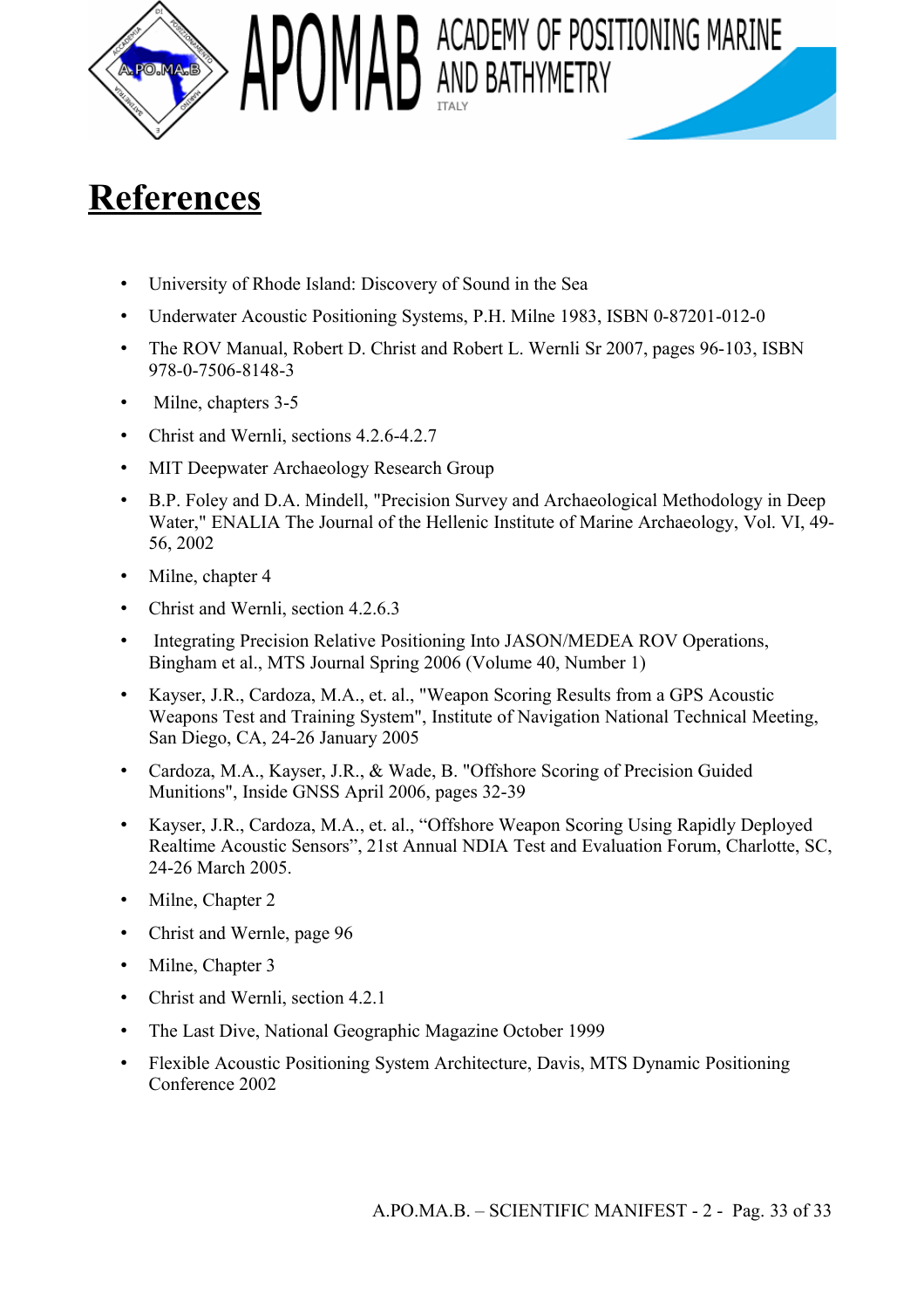# References

- University of Rhode Island: Discovery of Sound in the Sea
- Underwater Acoustic Positioning Systems, P.H. Milne 1983, ISBN 0-87201-012-0
- The ROV Manual, Robert D. Christ and Robert L. Wernli Sr 2007, pages 96-103, ISBN 978-0-7506-8148-3
- Milne, chapters 3-5
- Christ and Wernli, sections 4.2.6-4.2.7
- MIT Deepwater Archaeology Research Group
- B.P. Foley and D.A. Mindell, "Precision Survey and Archaeological Methodology in Deep Water," ENALIA The Journal of the Hellenic Institute of Marine Archaeology, Vol. VI, 49-56, 2002
- Milne, chapter 4
- Christ and Wernli, section 4.2.6.3
- Integrating Precision Relative Positioning Into JASON/MEDEA ROV Operations, Bingham et al., MTS Journal Spring 2006 (Volume 40, Number 1)
- Kayser, J.R., Cardoza, M.A., et. al., "Weapon Scoring Results from a GPS Acoustic Weapons Test and Training System", Institute of Navigation National Technical Meeting, San Diego, CA, 24-26 January 2005
- Cardoza, M.A., Kayser, J.R., & Wade, B. "Offshore Scoring of Precision Guided Munitions", Inside GNSS April 2006, pages 32-39
- Kayser, J.R., Cardoza, M.A., et. al., "Offshore Weapon Scoring Using Rapidly Deployed Realtime Acoustic Sensors", 21st Annual NDIA Test and Evaluation Forum, Charlotte, SC, 24-26 March 2005.
- Milne, Chapter 2
- Christ and Wernle, page 96
- Milne, Chapter 3
- Christ and Wernli, section 4.2.1
- The Last Dive, National Geographic Magazine October 1999
- Flexible Acoustic Positioning System Architecture, Davis, MTS Dynamic Positioning Conference 2002